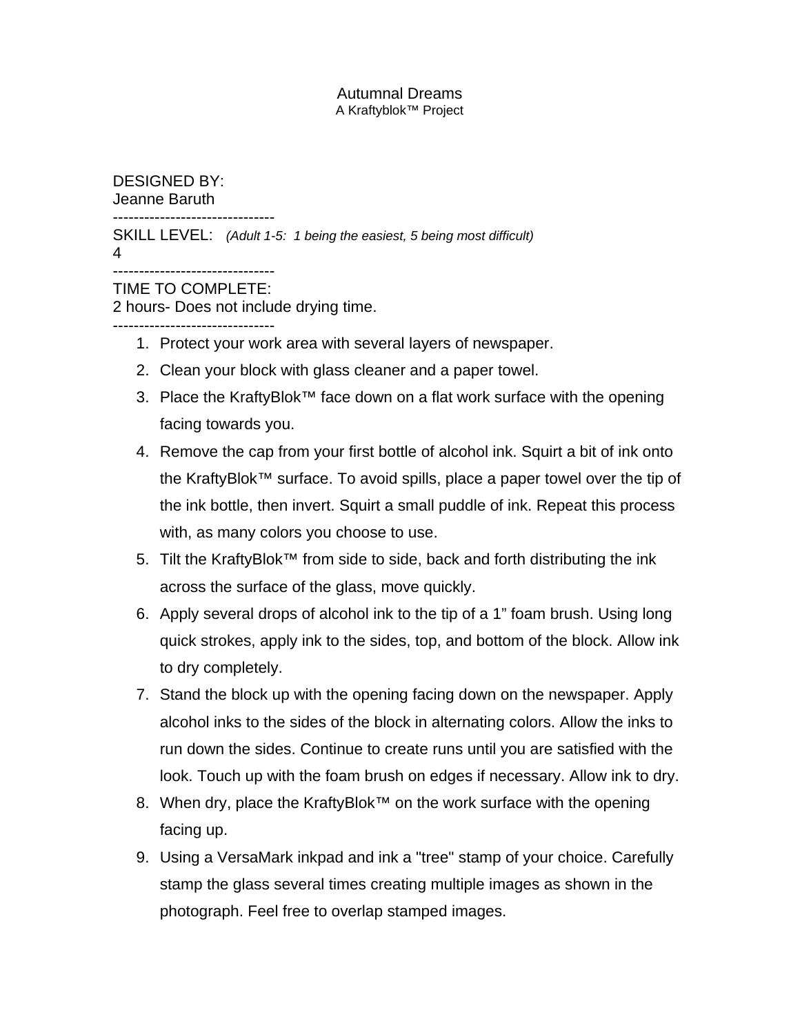Autumnal Dreams
A Kraftyblok™ Project

DESIGNED BY:
Jeanne Baruth

-------------------------------

SKILL LEVEL: *(Adult 1-5: 1 being the easiest, 5 being most difficult)*
4

-------------------------------

TIME TO COMPLETE:
2 hours- Does not include drying time.

-------------------------------

1. Protect your work area with several layers of newspaper.
2. Clean your block with glass cleaner and a paper towel.
3. Place the KraftyBlok™ face down on a flat work surface with the opening facing towards you.
4. Remove the cap from your first bottle of alcohol ink. Squirt a bit of ink onto the KraftyBlok™ surface. To avoid spills, place a paper towel over the tip of the ink bottle, then invert. Squirt a small puddle of ink. Repeat this process with, as many colors you choose to use.
5. Tilt the KraftyBlok™ from side to side, back and forth distributing the ink across the surface of the glass, move quickly.
6. Apply several drops of alcohol ink to the tip of a 1" foam brush. Using long quick strokes, apply ink to the sides, top, and bottom of the block. Allow ink to dry completely.
7. Stand the block up with the opening facing down on the newspaper. Apply alcohol inks to the sides of the block in alternating colors. Allow the inks to run down the sides. Continue to create runs until you are satisfied with the look. Touch up with the foam brush on edges if necessary. Allow ink to dry.
8. When dry, place the KraftyBlok™ on the work surface with the opening facing up.
9. Using a VersaMark inkpad and ink a "tree" stamp of your choice. Carefully stamp the glass several times creating multiple images as shown in the photograph. Feel free to overlap stamped images.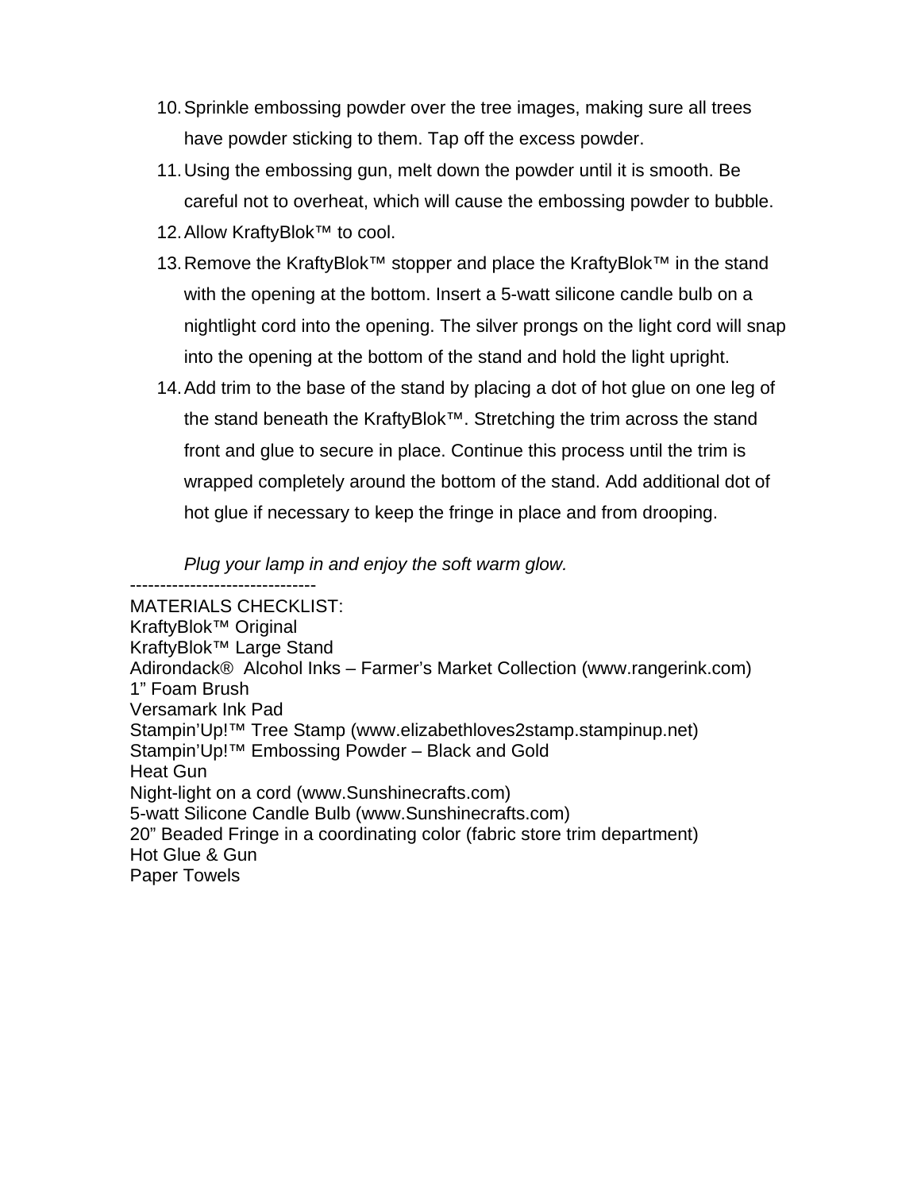10. Sprinkle embossing powder over the tree images, making sure all trees have powder sticking to them. Tap off the excess powder.
11. Using the embossing gun, melt down the powder until it is smooth. Be careful not to overheat, which will cause the embossing powder to bubble.
12. Allow KraftyBlok™ to cool.
13. Remove the KraftyBlok™ stopper and place the KraftyBlok™ in the stand with the opening at the bottom. Insert a 5-watt silicone candle bulb on a nightlight cord into the opening. The silver prongs on the light cord will snap into the opening at the bottom of the stand and hold the light upright.
14. Add trim to the base of the stand by placing a dot of hot glue on one leg of the stand beneath the KraftyBlok™. Stretching the trim across the stand front and glue to secure in place. Continue this process until the trim is wrapped completely around the bottom of the stand. Add additional dot of hot glue if necessary to keep the fringe in place and from drooping.

*Plug your lamp in and enjoy the soft warm glow.*

-------------------------------

MATERIALS CHECKLIST:
KraftyBlok™ Original
KraftyBlok™ Large Stand
Adirondack® Alcohol Inks – Farmer's Market Collection (www.rangerink.com)
1" Foam Brush
Versamark Ink Pad
Stampin'Up!™ Tree Stamp (www.elizabethloves2stamp.stampinup.net)
Stampin'Up!™ Embossing Powder – Black and Gold
Heat Gun
Night-light on a cord (www.Sunshinecrafts.com)
5-watt Silicone Candle Bulb (www.Sunshinecrafts.com)
20" Beaded Fringe in a coordinating color (fabric store trim department)
Hot Glue & Gun
Paper Towels